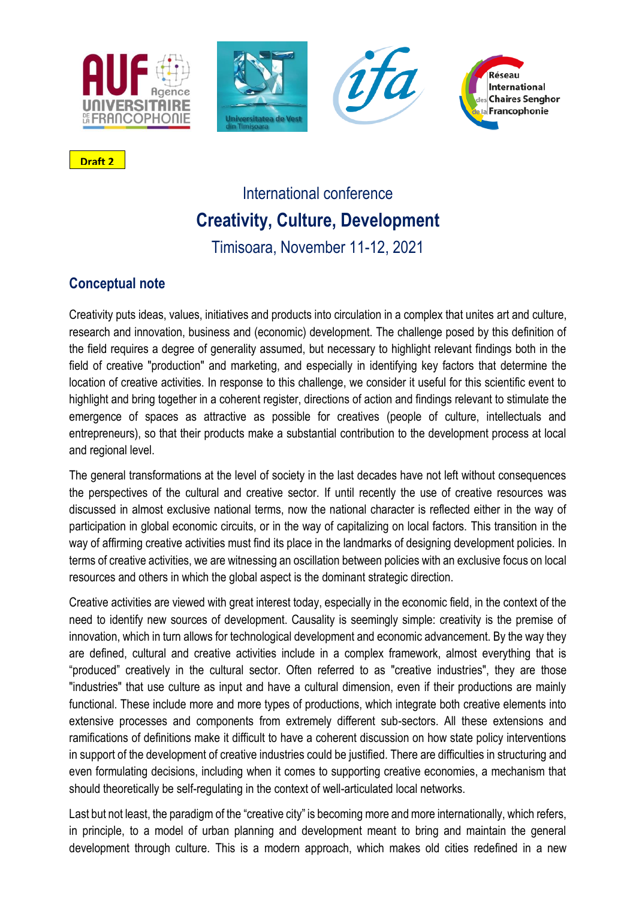Draft 2

# International conference

# Creativity, Culture, Development

Timisoara, November 11-12, 2021

## Conceptual note

Creativity puts ideas, values, initiatives and products into circulation in a complex that unites art and culture, research and innovation, business and (economic) development. The challenge posed by this definition of the field requires a degree of generality assumed, but necessary to highlight relevant findings both in the field of creative "production" and marketing, and especially in identifying key factors that determine the location of creative activities. In response to this challenge, we consider it useful for this scientific event to highlight and bring together in a coherent register, directions of action and findings relevant to stimulate the emergence of spaces as attractive as possible for creatives (people of culture, intellectuals and entrepreneurs), so that their products make a substantial contribution to the development process at local and regional level.

The general transformations at the level of society in the last decades have not left without consequences the perspectives of the cultural and creative sector. If until recently the use of creative resources was discussed in almost exclusive national terms, now the national character is reflected either in the way of participation in global economic circuits, or in the way of capitalizing on local factors. This transition in the way of affirming creative activities must find its place in the landmarks of designing development policies. In terms of creative activities, we are witnessing an oscillation between policies with an exclusive focus on local resources and others in which the global aspect is the dominant strategic direction.

Creative activities are viewed with great interest today, especially in the economic field, in the context of the need to identify new sources of development. Causality is seemingly simple: creativity is the premise of innovation, which in turn allows for technological development and economic advancement. By the way they are defined, cultural and creative activities include in a complex framework, almost everything that is "produced" creatively in the cultural sector. Often referred to as "creative industries", they are those "industries" that use culture as input and have a cultural dimension, even if their productions are mainly functional. These include more and more types of productions, which integrate both creative elements into extensive processes and components from extremely different sub-sectors. All these extensions and ramifications of definitions make it difficult to have a coherent discussion on how state policy interventions in support of the development of creative industries could be justified. There are difficulties in structuring and even formulating decisions, including when it comes to supporting creative economies, a mechanism that should theoretically be self-regulating in the context of well-articulated local networks.

Last but not least, the paradigm of the "creative city" is becoming more and more internationally, which refers, in principle, to a model of urban planning and development meant to bring and maintain the general development through culture. This is a modern approach, which makes old cities redefined in a new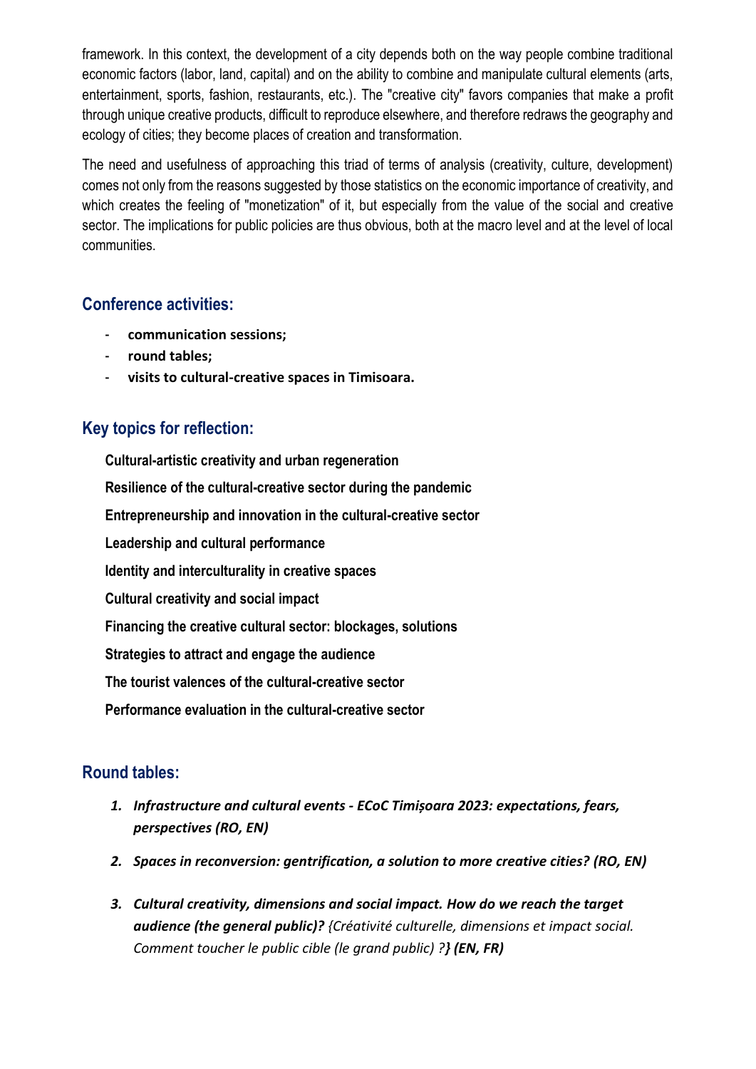framework. In this context, the development of a city depends both on the way people combine traditional economic factors (labor, land, capital) and on the ability to combine and manipulate cultural elements (arts, entertainment, sports, fashion, restaurants, etc.). The "creative city" favors companies that make a profit through unique creative products, difficult to reproduce elsewhere, and therefore redraws the geography and ecology of cities; they become places of creation and transformation.

The need and usefulness of approaching this triad of terms of analysis (creativity, culture, development) comes not only from the reasons suggested by those statistics on the economic importance of creativity, and which creates the feeling of "monetization" of it, but especially from the value of the social and creative sector. The implications for public policies are thus obvious, both at the macro level and at the level of local communities.

## Conference activities:

- **communication sessions;**
- **round tables;**
- **visits to cultural-creative spaces in Timisoara.**

## Key topics for reflection:

**Cultural-artistic creativity and urban regeneration**

**Resilience of the cultural-creative sector during the pandemic**

**Entrepreneurship and innovation in the cultural-creative sector**

**Leadership and cultural performance**

**Identity and interculturality in creative spaces**

**Cultural creativity and social impact**

**Financing the creative cultural sector: blockages, solutions**

**Strategies to attract and engage the audience**

**The tourist valences of the cultural-creative sector**

**Performance evaluation in the cultural-creative sector**

## Round tables:

1. ***Infrastructure and cultural events - ECoC Timișoara 2023: expectations, fears, perspectives (RO, EN)***
2. ***Spaces in reconversion: gentrification, a solution to more creative cities? (RO, EN)***
3. ***Cultural creativity, dimensions and social impact. How do we reach the target audience (the general public)?*** *{Créativité culturelle, dimensions et impact social. Comment toucher le public cible (le grand public) ?**} (EN, FR)***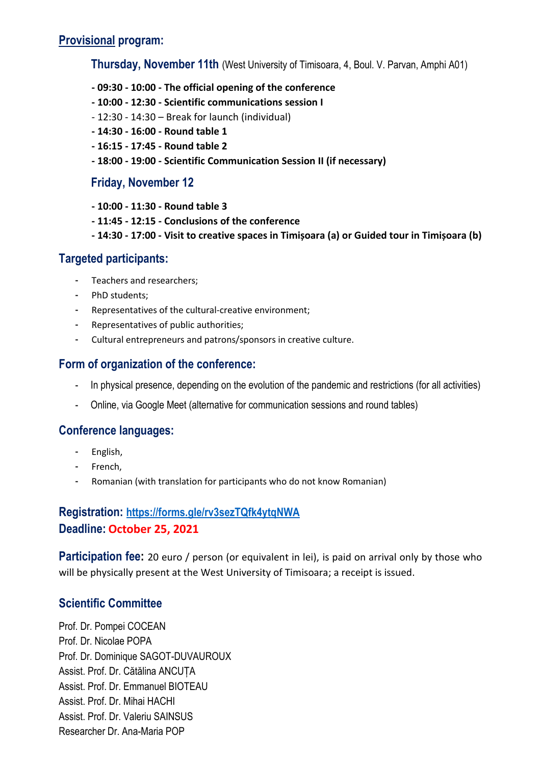## Provisional program:

### Thursday, November 11th (West University of Timisoara, 4, Boul. V. Parvan, Amphi A01)

- **09:30 - 10:00 - The official opening of the conference**
- **10:00 - 12:30 - Scientific communications session I**
- 12:30 - 14:30 – Break for launch (individual)
- **14:30 - 16:00 - Round table 1**
- **16:15 - 17:45 - Round table 2**
- **18:00 - 19:00 - Scientific Communication Session II (if necessary)**

### Friday, November 12

- **10:00 - 11:30 - Round table 3**
- **11:45 - 12:15 - Conclusions of the conference**
- **14:30 - 17:00 - Visit to creative spaces in Timișoara (a) or Guided tour in Timișoara (b)**

## Targeted participants:

- Teachers and researchers;
- PhD students;
- Representatives of the cultural-creative environment;
- Representatives of public authorities;
- Cultural entrepreneurs and patrons/sponsors in creative culture.

## Form of organization of the conference:

- In physical presence, depending on the evolution of the pandemic and restrictions (for all activities)
- Online, via Google Meet (alternative for communication sessions and round tables)

## Conference languages:

- English,
- French,
- Romanian (with translation for participants who do not know Romanian)

**Registration:** https://forms.gle/rv3sezTQfk4ytqNWA
**Deadline: October 25, 2021**

**Participation fee:** 20 euro / person (or equivalent in lei), is paid on arrival only by those who will be physically present at the West University of Timisoara; a receipt is issued.

## Scientific Committee

Prof. Dr. Pompei COCEAN
Prof. Dr. Nicolae POPA
Prof. Dr. Dominique SAGOT-DUVAUROUX
Assist. Prof. Dr. Cătălina ANCUȚA
Assist. Prof. Dr. Emmanuel BIOTEAU
Assist. Prof. Dr. Mihai HACHI
Assist. Prof. Dr. Valeriu SAINSUS
Researcher Dr. Ana-Maria POP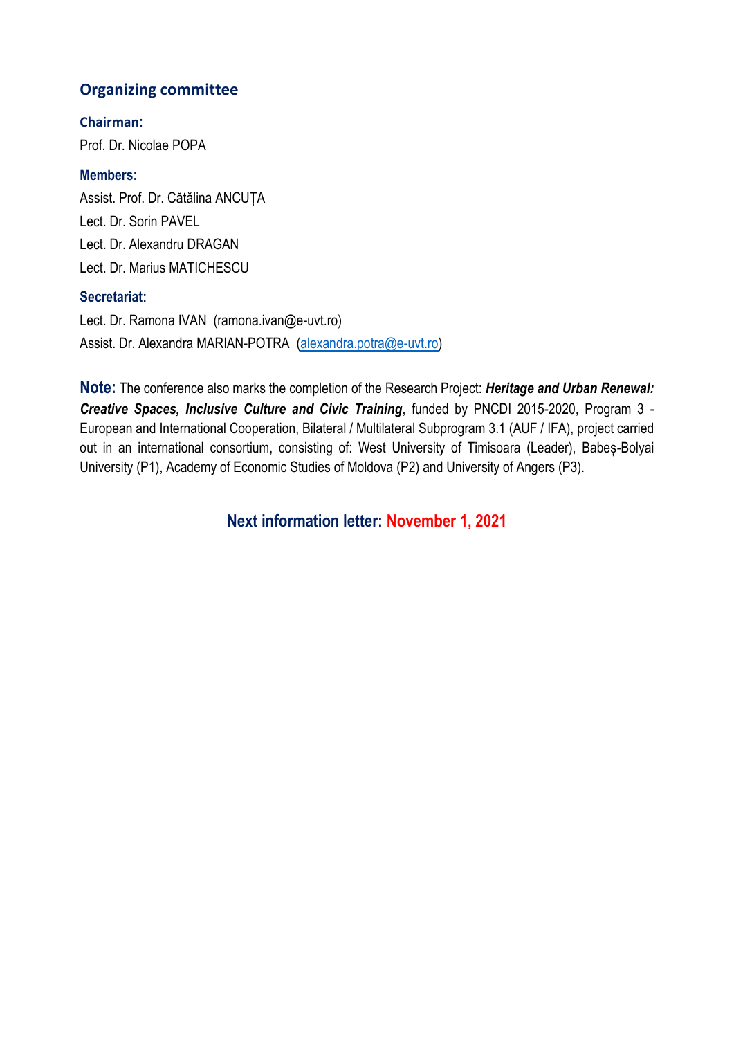## Organizing committee

**Chairman:**

Prof. Dr. Nicolae POPA

**Members:**

Assist. Prof. Dr. Cătălina ANCUȚA

Lect. Dr. Sorin PAVEL

Lect. Dr. Alexandru DRAGAN

Lect. Dr. Marius MATICHESCU

**Secretariat:**

Lect. Dr. Ramona IVAN (ramona.ivan@e-uvt.ro)

Assist. Dr. Alexandra MARIAN-POTRA (alexandra.potra@e-uvt.ro)

**Note:** The conference also marks the completion of the Research Project: ***Heritage and Urban Renewal: Creative Spaces, Inclusive Culture and Civic Training***, funded by PNCDI 2015-2020, Program 3 - European and International Cooperation, Bilateral / Multilateral Subprogram 3.1 (AUF / IFA), project carried out in an international consortium, consisting of: West University of Timisoara (Leader), Babeș-Bolyai University (P1), Academy of Economic Studies of Moldova (P2) and University of Angers (P3).

**Next information letter: November 1, 2021**